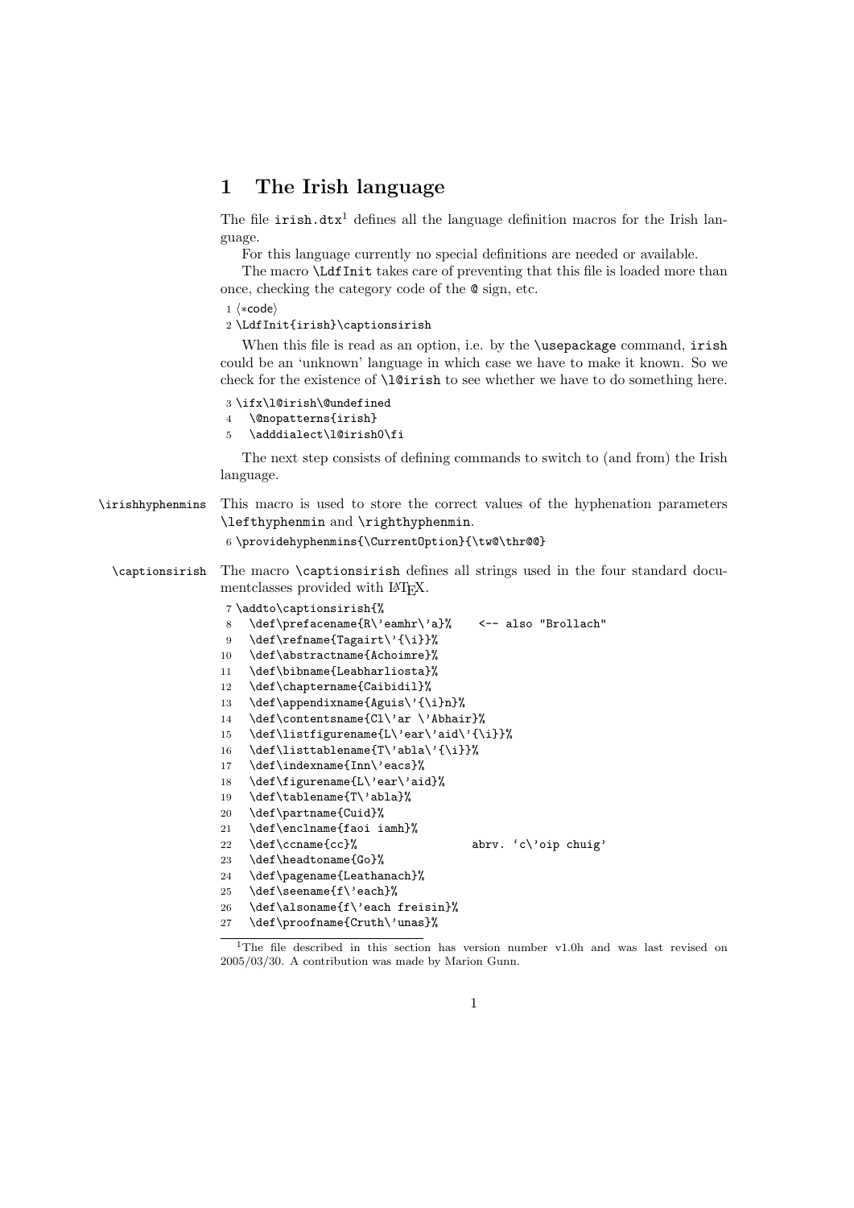# 1 The Irish language

The file `irish.dtx`[1] defines all the language definition macros for the Irish language.

For this language currently no special definitions are needed or available.

The macro `\LdfInit` takes care of preventing that this file is loaded more than once, checking the category code of the `@` sign, etc.

```
1 ⟨*code⟩
2 \LdfInit{irish}\captionsirish
```

When this file is read as an option, i.e. by the `\usepackage` command, `irish` could be an 'unknown' language in which case we have to make it known. So we check for the existence of `\l@irish` to see whether we have to do something here.

```
3 \ifx\l@irish\@undefined
4   \@nopatterns{irish}
5   \adddialect\l@irish0\fi
```

The next step consists of defining commands to switch to (and from) the Irish language.

`\irishhyphenmins` This macro is used to store the correct values of the hyphenation parameters `\lefthyphenmin` and `\righthyphenmin`.

```
6 \providehyphenmins{\CurrentOption}{\tw@\thr@@}
```

`\captionsirish` The macro `\captionsirish` defines all strings used in the four standard documentclasses provided with LaTeX.

```
7 \addto\captionsirish{%
8   \def\prefacename{R\'eamhr\'a}%    <-- also "Brollach"
9   \def\refname{Tagairt\'{\i}}%
10  \def\abstractname{Achoimre}%
11  \def\bibname{Leabharliosta}%
12  \def\chaptername{Caibidil}%
13  \def\appendixname{Aguis\'{\i}n}%
14  \def\contentsname{Cl\'ar \'Abhair}%
15  \def\listfigurename{L\'ear\'aid\'{\i}}%
16  \def\listtablename{T\'abla\'{\i}}%
17  \def\indexname{Inn\'eacs}%
18  \def\figurename{L\'ear\'aid}%
19  \def\tablename{T\'abla}%
20  \def\partname{Cuid}%
21  \def\enclname{faoi iamh}%
22  \def\ccname{cc}%                 abrv. 'c\'oip chuig'
23  \def\headtoname{Go}%
24  \def\pagename{Leathanach}%
25  \def\seename{f\'each}%
26  \def\alsoname{f\'each freisin}%
27  \def\proofname{Cruth\'unas}%
```

[1] The file described in this section has version number v1.0h and was last revised on 2005/03/30. A contribution was made by Marion Gunn.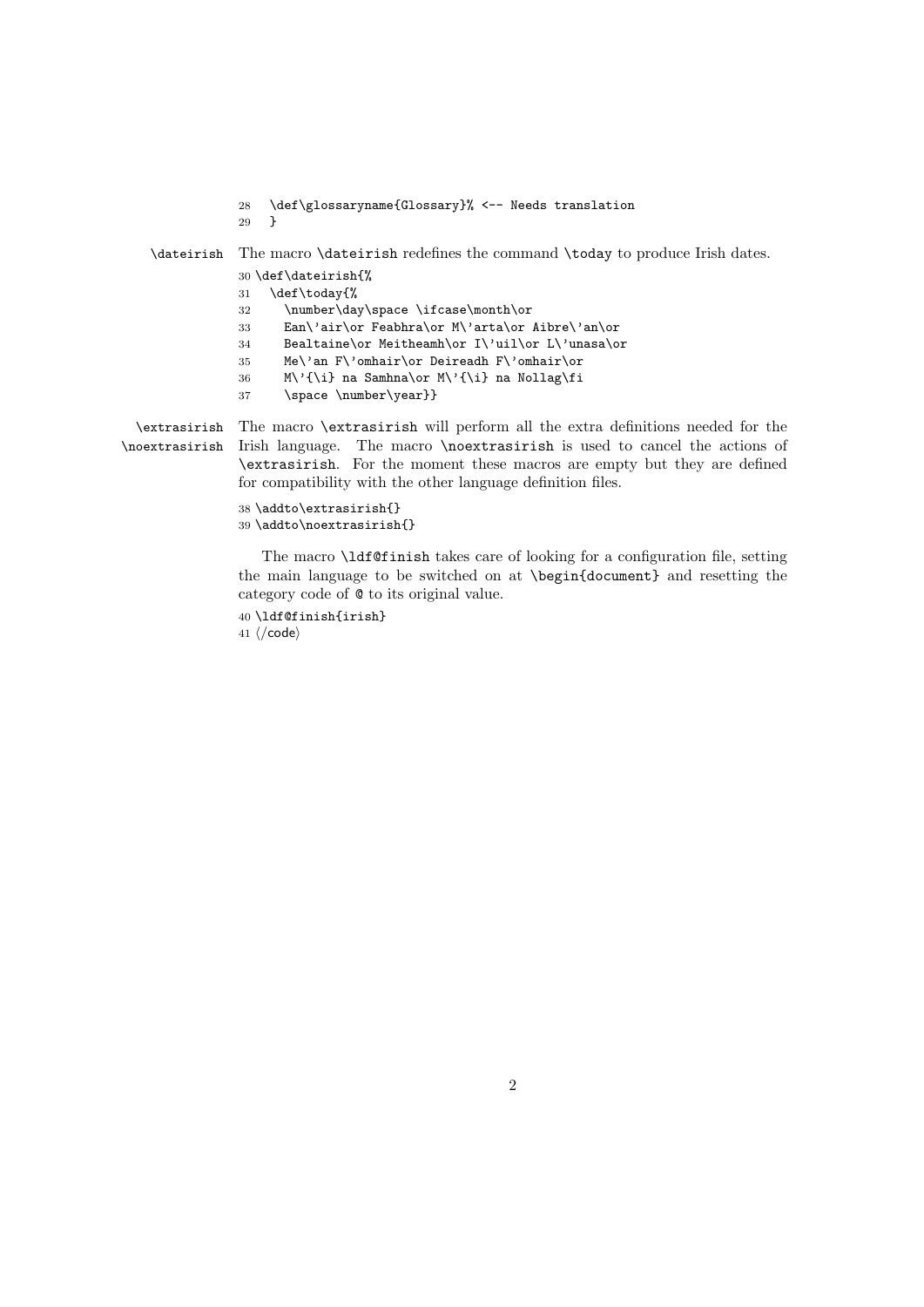```
28   \def\glossaryname{Glossary}% <-- Needs translation
29   }
```

\dateirish The macro `\dateirish` redefines the command `\today` to produce Irish dates.

```
30 \def\dateirish{%
31   \def\today{%
32     \number\day\space \ifcase\month\or
33     Ean\'air\or Feabhra\or M\'arta\or Aibre\'an\or
34     Bealtaine\or Meitheamh\or I\'uil\or L\'unasa\or
35     Me\'an F\'omhair\or Deireadh F\'omhair\or
36     M\'{\i} na Samhna\or M\'{\i} na Nollag\fi
37     \space \number\year}}
```

\extrasirish
\noextrasirish The macro `\extrasirish` will perform all the extra definitions needed for the Irish language. The macro `\noextrasirish` is used to cancel the actions of `\extrasirish`. For the moment these macros are empty but they are defined for compatibility with the other language definition files.

```
38 \addto\extrasirish{}
39 \addto\noextrasirish{}
```

The macro `\ldf@finish` takes care of looking for a configuration file, setting the main language to be switched on at `\begin{document}` and resetting the category code of `@` to its original value.

```
40 \ldf@finish{irish}
41 ⟨/code⟩
```